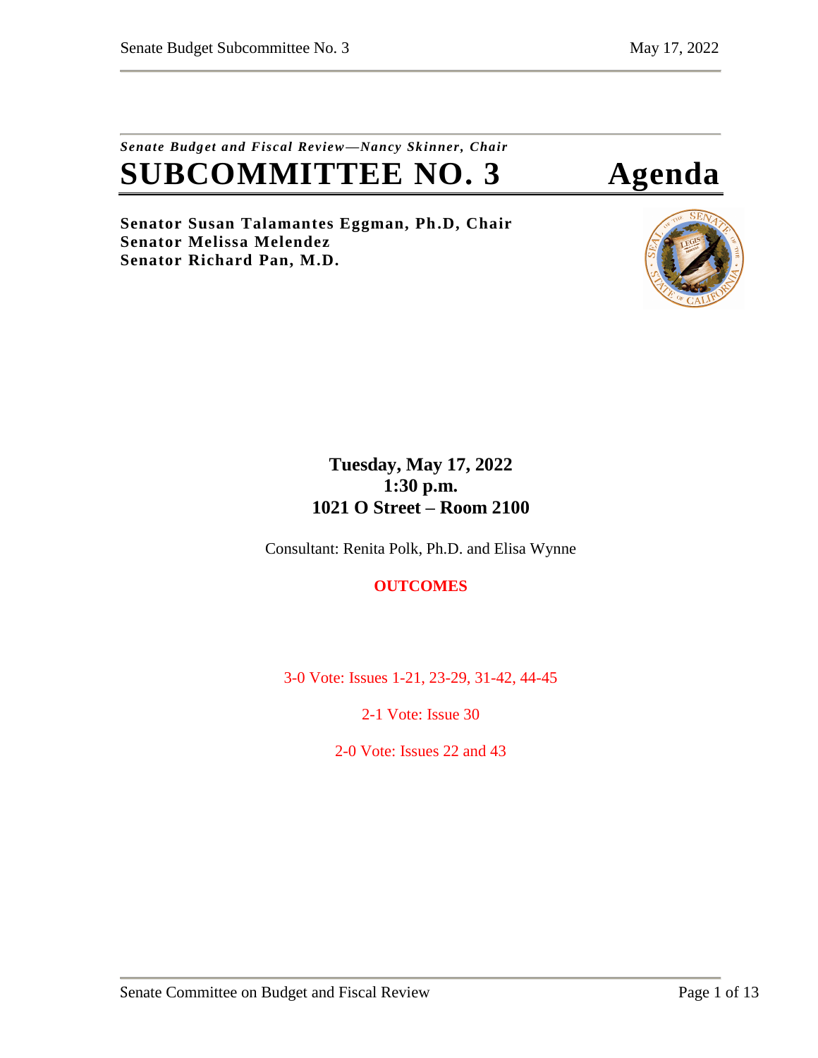*Senate Budget and Fiscal Review—Nancy Skinner, Chair*

# SUBCOMMITTEE NO. 3 Agenda

**Senator Susan Talamantes Eggman, Ph.D, Chair**
**Senator Melissa Melendez**
**Senator Richard Pan, M.D.**

**Tuesday, May 17, 2022**
**1:30 p.m.**
**1021 O Street – Room 2100**

Consultant: Renita Polk, Ph.D. and Elisa Wynne

**OUTCOMES**

3-0 Vote: Issues 1-21, 23-29, 31-42, 44-45

2-1 Vote: Issue 30

2-0 Vote: Issues 22 and 43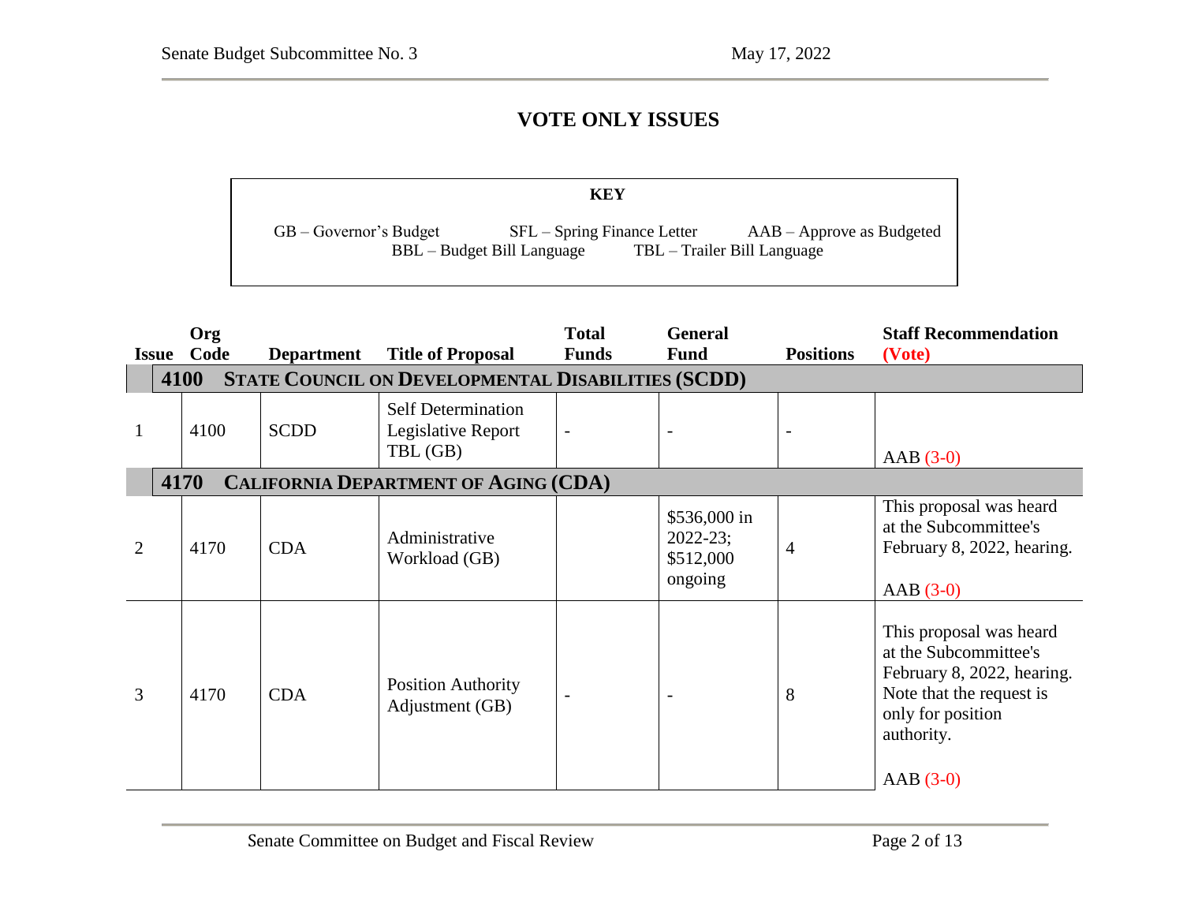# VOTE ONLY ISSUES

| KEY | | |
|---|---|---|
| GB – Governor's Budget | SFL – Spring Finance Letter | AAB – Approve as Budgeted |
| BBL – Budget Bill Language | TBL – Trailer Bill Language | |

| Issue | Org Code | Department | Title of Proposal | Total Funds | General Fund | Positions | Staff Recommendation (Vote) |
|---|---|---|---|---|---|---|---|
| **4100** | **STATE COUNCIL ON DEVELOPMENTAL DISABILITIES (SCDD)** | | | | | | |
| 1 | 4100 | SCDD | Self Determination Legislative Report TBL (GB) | - | - | - | AAB (3-0) |
| **4170** | **CALIFORNIA DEPARTMENT OF AGING (CDA)** | | | | | | |
| 2 | 4170 | CDA | Administrative Workload (GB) | | \$536,000 in 2022-23; \$512,000 ongoing | 4 | This proposal was heard at the Subcommittee's February 8, 2022, hearing. AAB (3-0) |
| 3 | 4170 | CDA | Position Authority Adjustment (GB) | - | - | 8 | This proposal was heard at the Subcommittee's February 8, 2022, hearing. Note that the request is only for position authority. AAB (3-0) |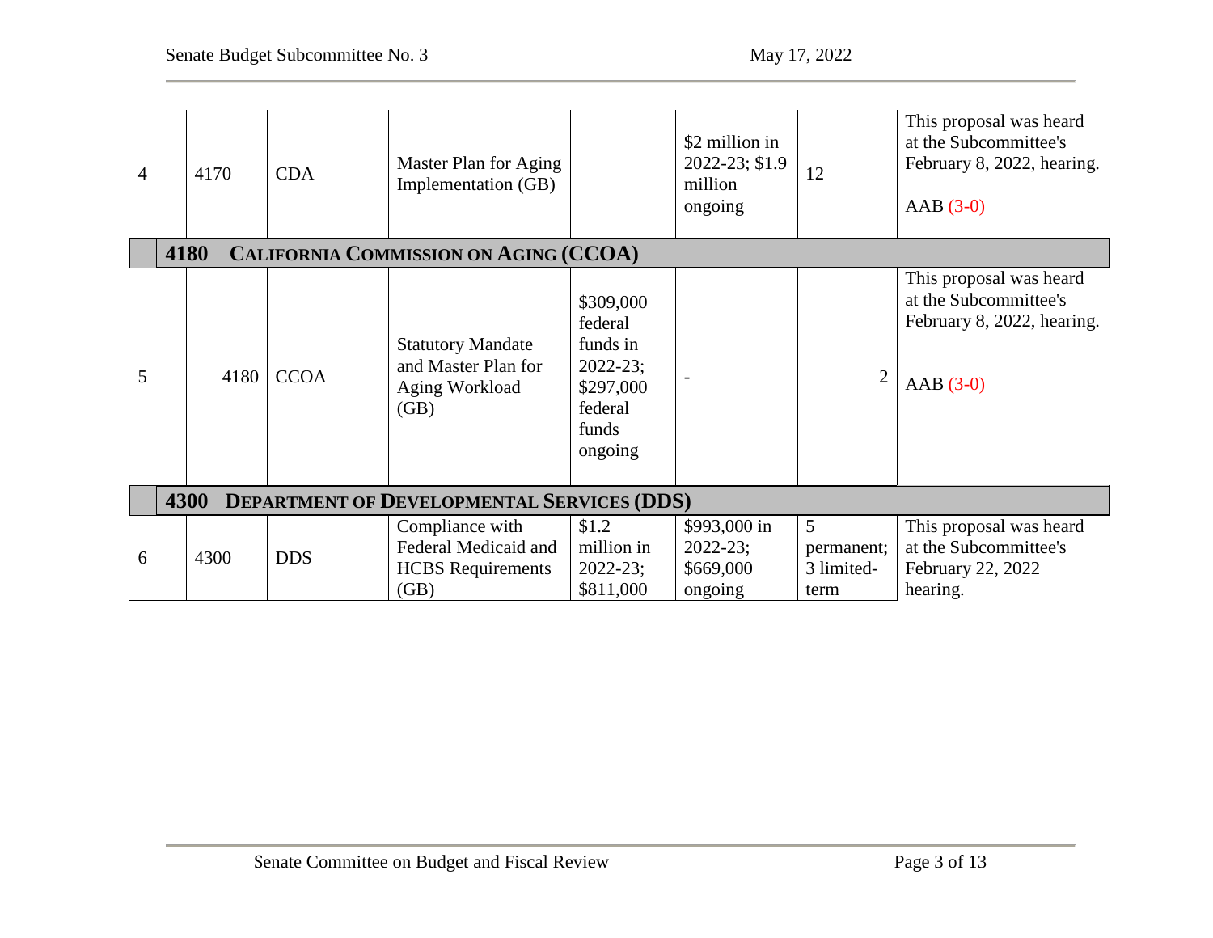| | | | | | | | |
|---|---|---|---|---|---|---|---|
| 4 | 4170 | CDA | Master Plan for Aging Implementation (GB) | | $2 million in 2022-23; $1.9 million ongoing | 12 | This proposal was heard at the Subcommittee's February 8, 2022, hearing. AAB (3-0) |
| | **4180** | **CALIFORNIA COMMISSION ON AGING (CCOA)** | | | | | |
| 5 | 4180 | CCOA | Statutory Mandate and Master Plan for Aging Workload (GB) | $309,000 federal funds in 2022-23; $297,000 federal funds ongoing | - | 2 | This proposal was heard at the Subcommittee's February 8, 2022, hearing. AAB (3-0) |
| | **4300** | **DEPARTMENT OF DEVELOPMENTAL SERVICES (DDS)** | | | | | |
| 6 | 4300 | DDS | Compliance with Federal Medicaid and HCBS Requirements (GB) | $1.2 million in 2022-23; $811,000 | $993,000 in 2022-23; $669,000 ongoing | 5 permanent; 3 limited-term | This proposal was heard at the Subcommittee's February 22, 2022 hearing. |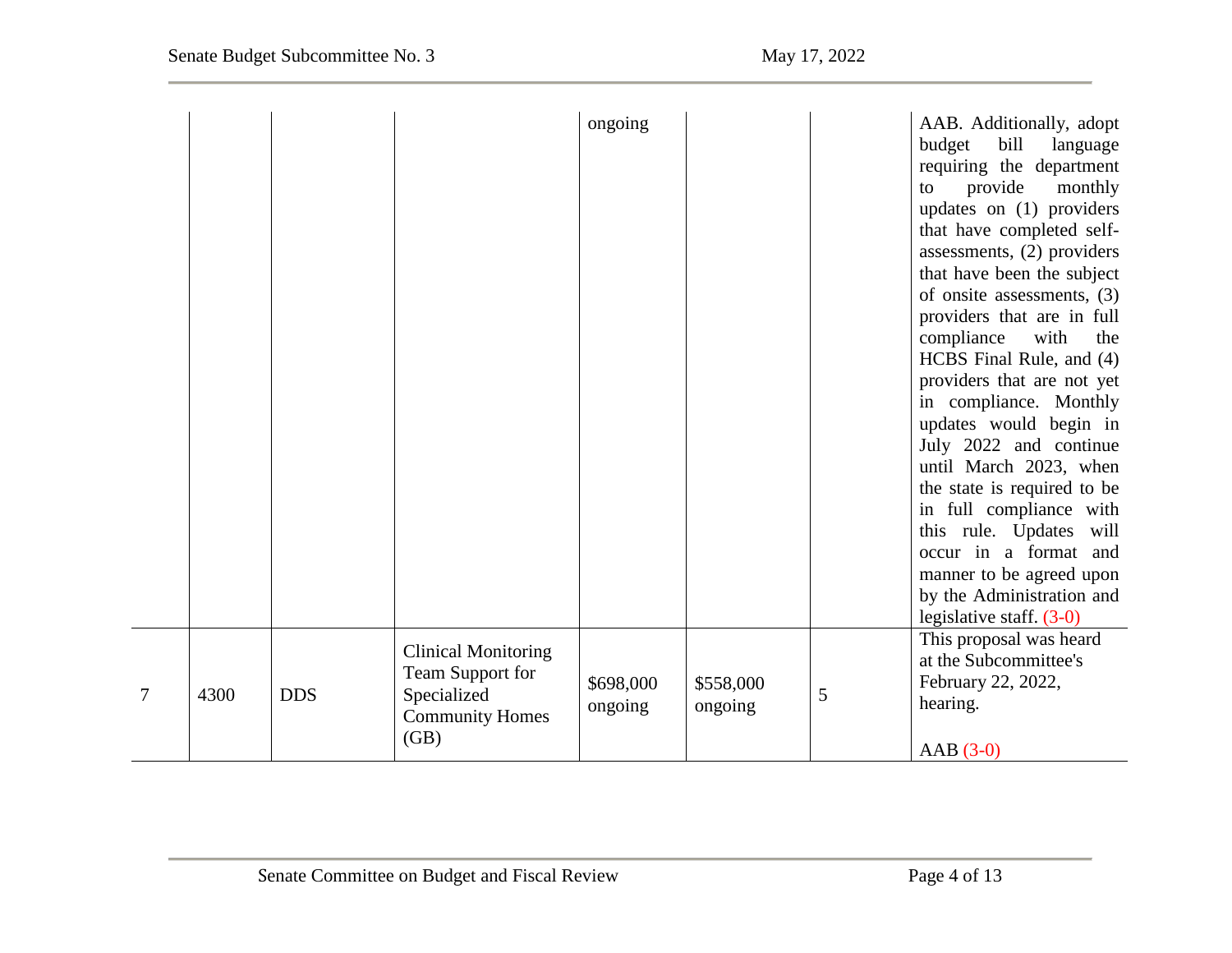| | | | | | | | |
|---|---|---|---|---|---|---|---|
| | | | | ongoing | | | AAB. Additionally, adopt budget bill language requiring the department to provide monthly updates on (1) providers that have completed self-assessments, (2) providers that have been the subject of onsite assessments, (3) providers that are in full compliance with the HCBS Final Rule, and (4) providers that are not yet in compliance. Monthly updates would begin in July 2022 and continue until March 2023, when the state is required to be in full compliance with this rule. Updates will occur in a format and manner to be agreed upon by the Administration and legislative staff. (3-0) |
| 7 | 4300 | DDS | Clinical Monitoring Team Support for Specialized Community Homes (GB) | $698,000 ongoing | $558,000 ongoing | 5 | This proposal was heard at the Subcommittee's February 22, 2022, hearing.<br><br>AAB (3-0) |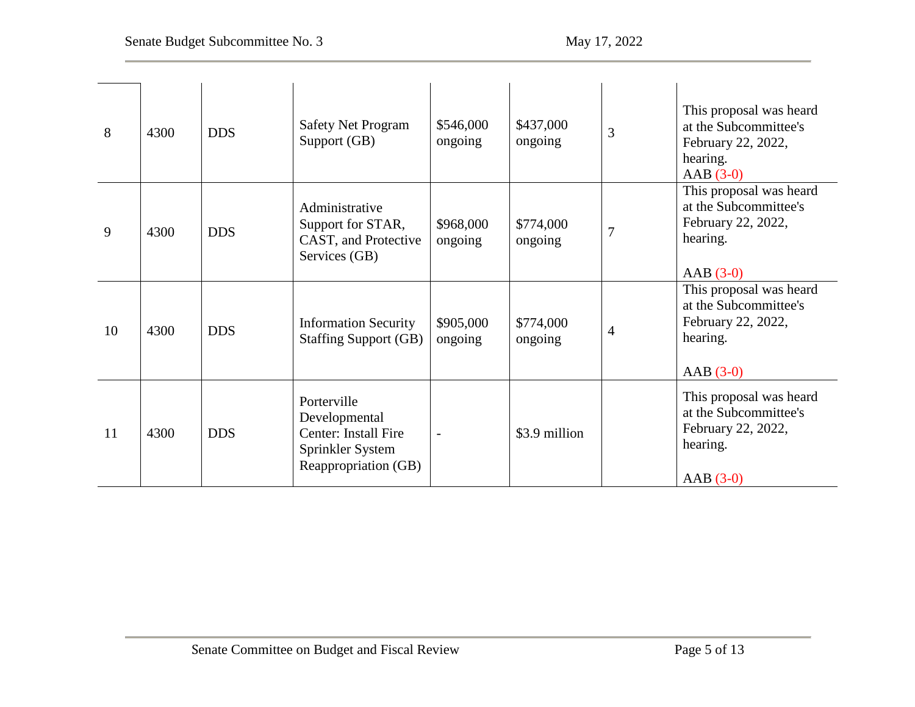| | | | | | | | |
|---|---|---|---|---|---|---|---|
| 8 | 4300 | DDS | Safety Net Program Support (GB) | $546,000 ongoing | $437,000 ongoing | 3 | This proposal was heard at the Subcommittee's February 22, 2022, hearing. AAB (3-0) |
| 9 | 4300 | DDS | Administrative Support for STAR, CAST, and Protective Services (GB) | $968,000 ongoing | $774,000 ongoing | 7 | This proposal was heard at the Subcommittee's February 22, 2022, hearing. AAB (3-0) |
| 10 | 4300 | DDS | Information Security Staffing Support (GB) | $905,000 ongoing | $774,000 ongoing | 4 | This proposal was heard at the Subcommittee's February 22, 2022, hearing. AAB (3-0) |
| 11 | 4300 | DDS | Porterville Developmental Center: Install Fire Sprinkler System Reappropriation (GB) | - | $3.9 million | | This proposal was heard at the Subcommittee's February 22, 2022, hearing. AAB (3-0) |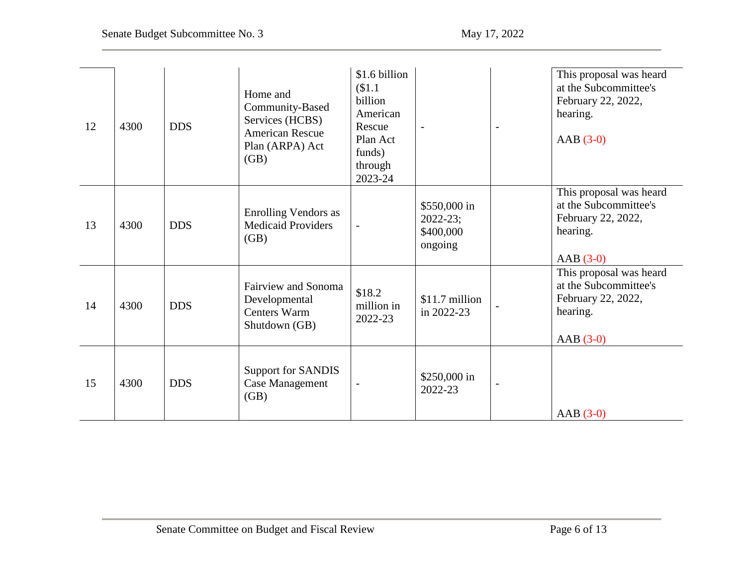| | | | | | | | |
|---|---|---|---|---|---|---|---|
| 12 | 4300 | DDS | Home and Community-Based Services (HCBS) American Rescue Plan (ARPA) Act (GB) | $1.6 billion ($1.1 billion American Rescue Plan Act funds) through 2023-24 | - | - | This proposal was heard at the Subcommittee's February 22, 2022, hearing. AAB (3-0) |
| 13 | 4300 | DDS | Enrolling Vendors as Medicaid Providers (GB) | - | $550,000 in 2022-23; $400,000 ongoing | | This proposal was heard at the Subcommittee's February 22, 2022, hearing. AAB (3-0) |
| 14 | 4300 | DDS | Fairview and Sonoma Developmental Centers Warm Shutdown (GB) | $18.2 million in 2022-23 | $11.7 million in 2022-23 | - | This proposal was heard at the Subcommittee's February 22, 2022, hearing. AAB (3-0) |
| 15 | 4300 | DDS | Support for SANDIS Case Management (GB) | - | $250,000 in 2022-23 | - | AAB (3-0) |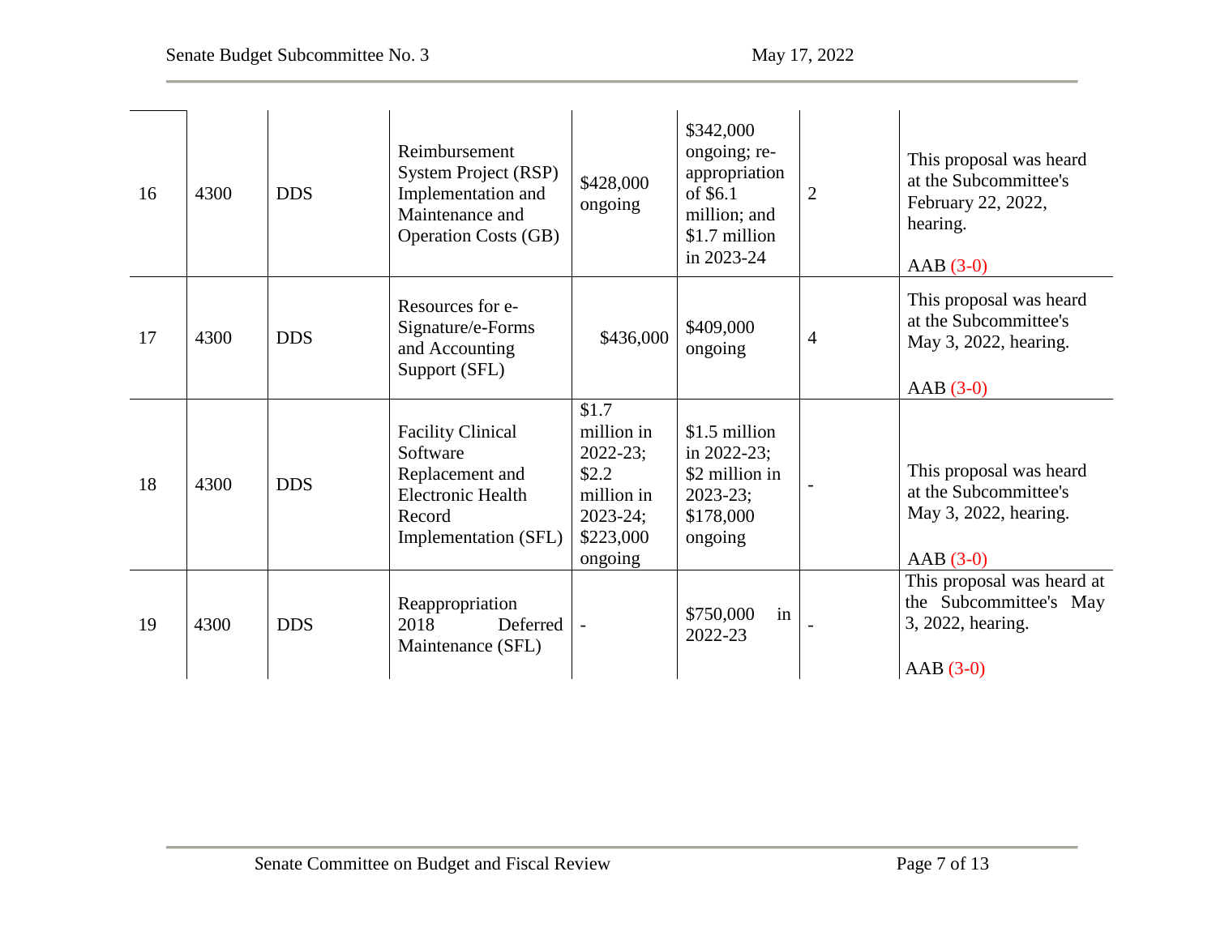| | | | | | | | |
|---|---|---|---|---|---|---|---|
| 16 | 4300 | DDS | Reimbursement System Project (RSP) Implementation and Maintenance and Operation Costs (GB) | $428,000 ongoing | $342,000 ongoing; re-appropriation of $6.1 million; and $1.7 million in 2023-24 | 2 | This proposal was heard at the Subcommittee's February 22, 2022, hearing.<br><br>AAB (3-0) |
| 17 | 4300 | DDS | Resources for e-Signature/e-Forms and Accounting Support (SFL) | $436,000 | $409,000 ongoing | 4 | This proposal was heard at the Subcommittee's May 3, 2022, hearing.<br><br>AAB (3-0) |
| 18 | 4300 | DDS | Facility Clinical Software Replacement and Electronic Health Record Implementation (SFL) | $1.7 million in 2022-23; $2.2 million in 2023-24; $223,000 ongoing | $1.5 million in 2022-23; $2 million in 2023-23; $178,000 ongoing | - | This proposal was heard at the Subcommittee's May 3, 2022, hearing.<br><br>AAB (3-0) |
| 19 | 4300 | DDS | Reappropriation 2018 Deferred Maintenance (SFL) | - | $750,000 in 2022-23 | - | This proposal was heard at the Subcommittee's May 3, 2022, hearing.<br><br>AAB (3-0) |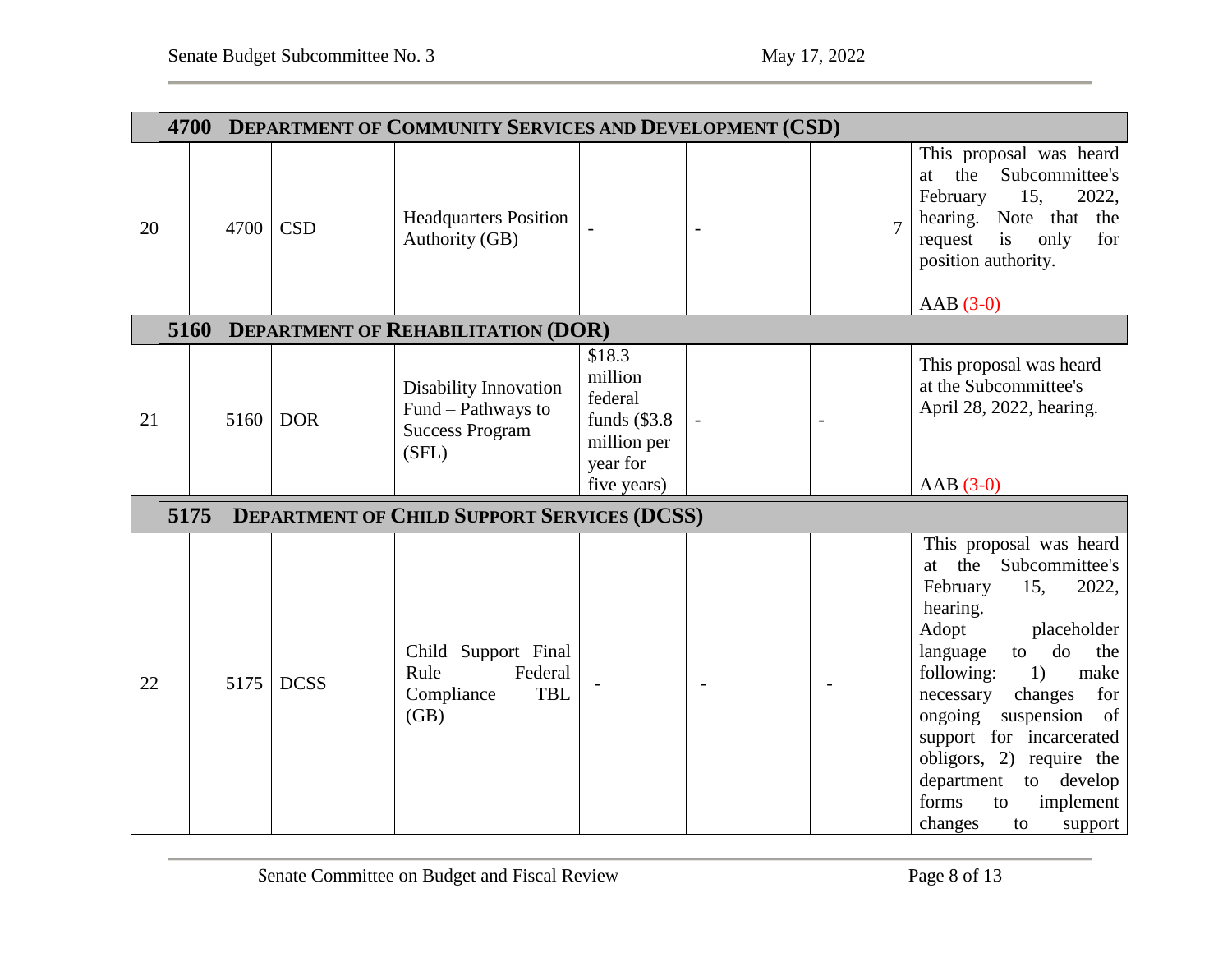| | | | | | | | |
|---|---|---|---|---|---|---|---|
| | **4700 DEPARTMENT OF COMMUNITY SERVICES AND DEVELOPMENT (CSD)** | | | | | | |
| 20 | 4700 | CSD | Headquarters Position Authority (GB) | - | - | 7 | This proposal was heard at the Subcommittee's February 15, 2022, hearing. Note that the request is only for position authority.<br><br>AAB (3-0) |
| | **5160 DEPARTMENT OF REHABILITATION (DOR)** | | | | | | |
| 21 | 5160 | DOR | Disability Innovation Fund – Pathways to Success Program (SFL) | $18.3 million federal funds ($3.8 million per year for five years) | - | - | This proposal was heard at the Subcommittee's April 28, 2022, hearing.<br><br>AAB (3-0) |
| | **5175 DEPARTMENT OF CHILD SUPPORT SERVICES (DCSS)** | | | | | | |
| 22 | 5175 | DCSS | Child Support Final Rule Federal Compliance TBL (GB) | - | - | - | This proposal was heard at the Subcommittee's February 15, 2022, hearing.<br>Adopt placeholder language to do the following: 1) make necessary changes for ongoing suspension of support for incarcerated obligors, 2) require the department to develop forms to implement changes to support |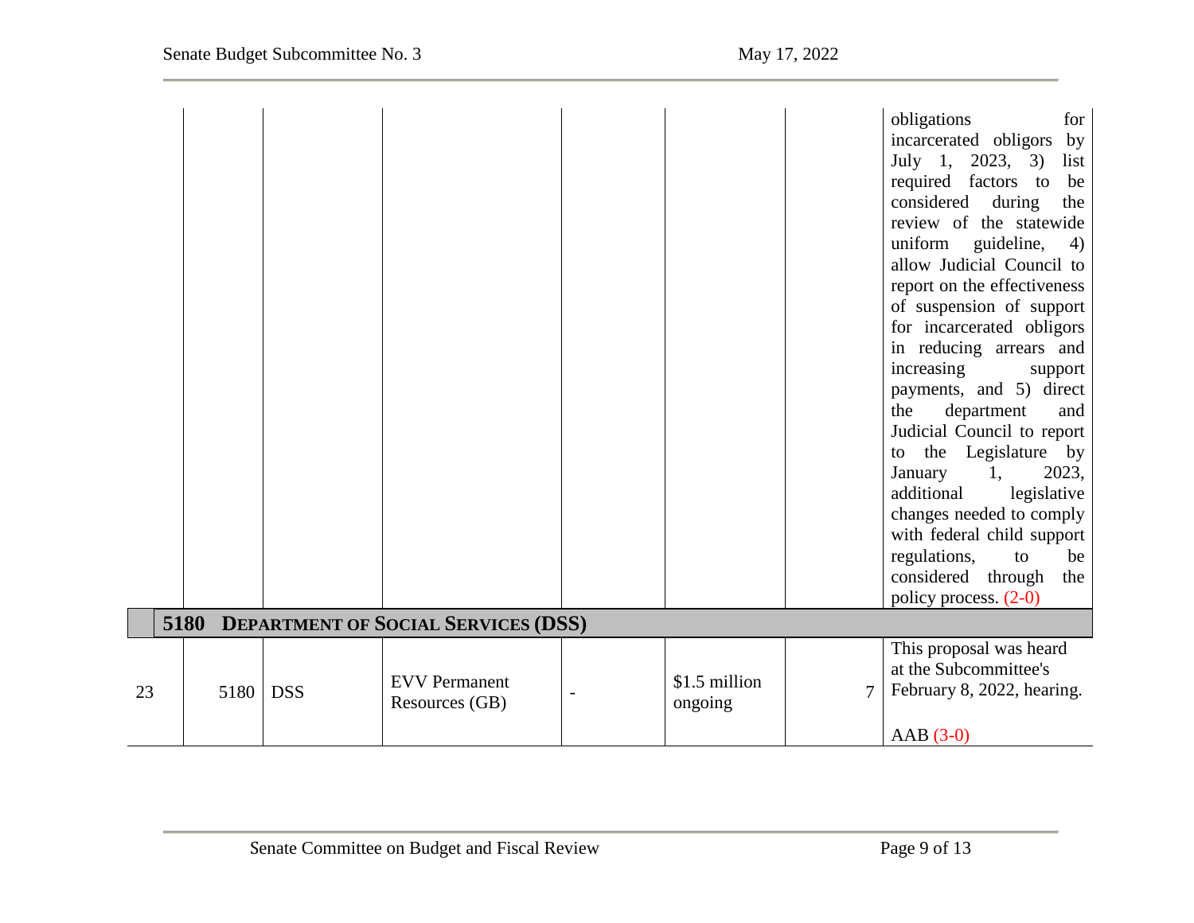| | | | | | | | |
|---|---|---|---|---|---|---|---|
| | | | | | | | obligations for incarcerated obligors by July 1, 2023, 3) list required factors to be considered during the review of the statewide uniform guideline, 4) allow Judicial Council to report on the effectiveness of suspension of support for incarcerated obligors in reducing arrears and increasing support payments, and 5) direct the department and Judicial Council to report to the Legislature by January 1, 2023, additional legislative changes needed to comply with federal child support regulations, to be considered through the policy process. (2-0) |
| | **5180** | **DEPARTMENT OF SOCIAL SERVICES (DSS)** | | | | | |
| 23 | 5180 | DSS | EVV Permanent Resources (GB) | - | $1.5 million ongoing | 7 | This proposal was heard at the Subcommittee's February 8, 2022, hearing.<br><br>AAB (3-0) |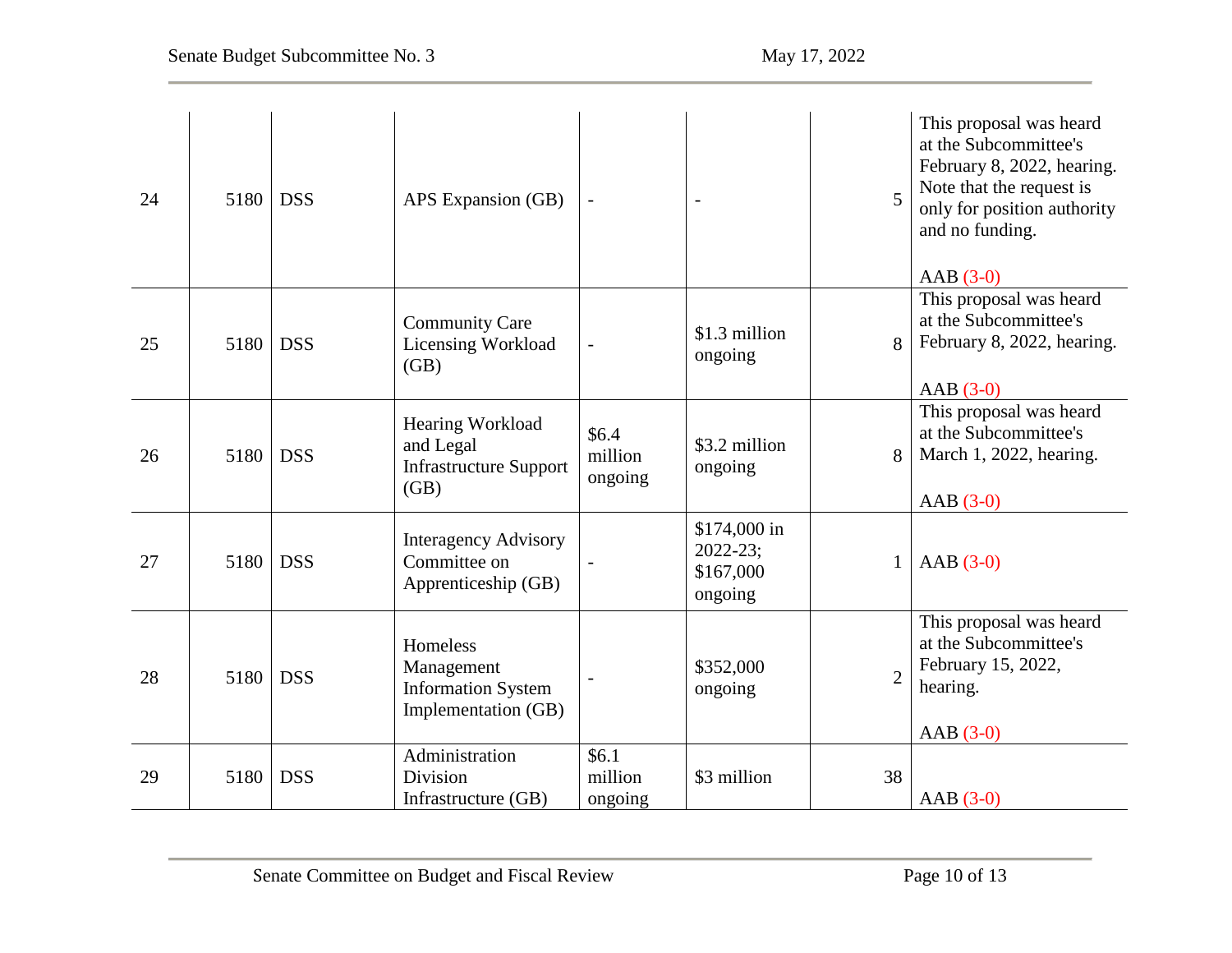| | | | | | | | |
|---|---|---|---|---|---|---|---|
| 24 | 5180 | DSS | APS Expansion (GB) | - | - | 5 | This proposal was heard at the Subcommittee's February 8, 2022, hearing. Note that the request is only for position authority and no funding.<br><br>AAB (3-0) |
| 25 | 5180 | DSS | Community Care Licensing Workload (GB) | - | $1.3 million ongoing | 8 | This proposal was heard at the Subcommittee's February 8, 2022, hearing.<br><br>AAB (3-0) |
| 26 | 5180 | DSS | Hearing Workload and Legal Infrastructure Support (GB) | $6.4 million ongoing | $3.2 million ongoing | 8 | This proposal was heard at the Subcommittee's March 1, 2022, hearing.<br><br>AAB (3-0) |
| 27 | 5180 | DSS | Interagency Advisory Committee on Apprenticeship (GB) | - | $174,000 in 2022-23; $167,000 ongoing | 1 | AAB (3-0) |
| 28 | 5180 | DSS | Homeless Management Information System Implementation (GB) | - | $352,000 ongoing | 2 | This proposal was heard at the Subcommittee's February 15, 2022, hearing.<br><br>AAB (3-0) |
| 29 | 5180 | DSS | Administration Division Infrastructure (GB) | $6.1 million ongoing | $3 million | 38 | AAB (3-0) |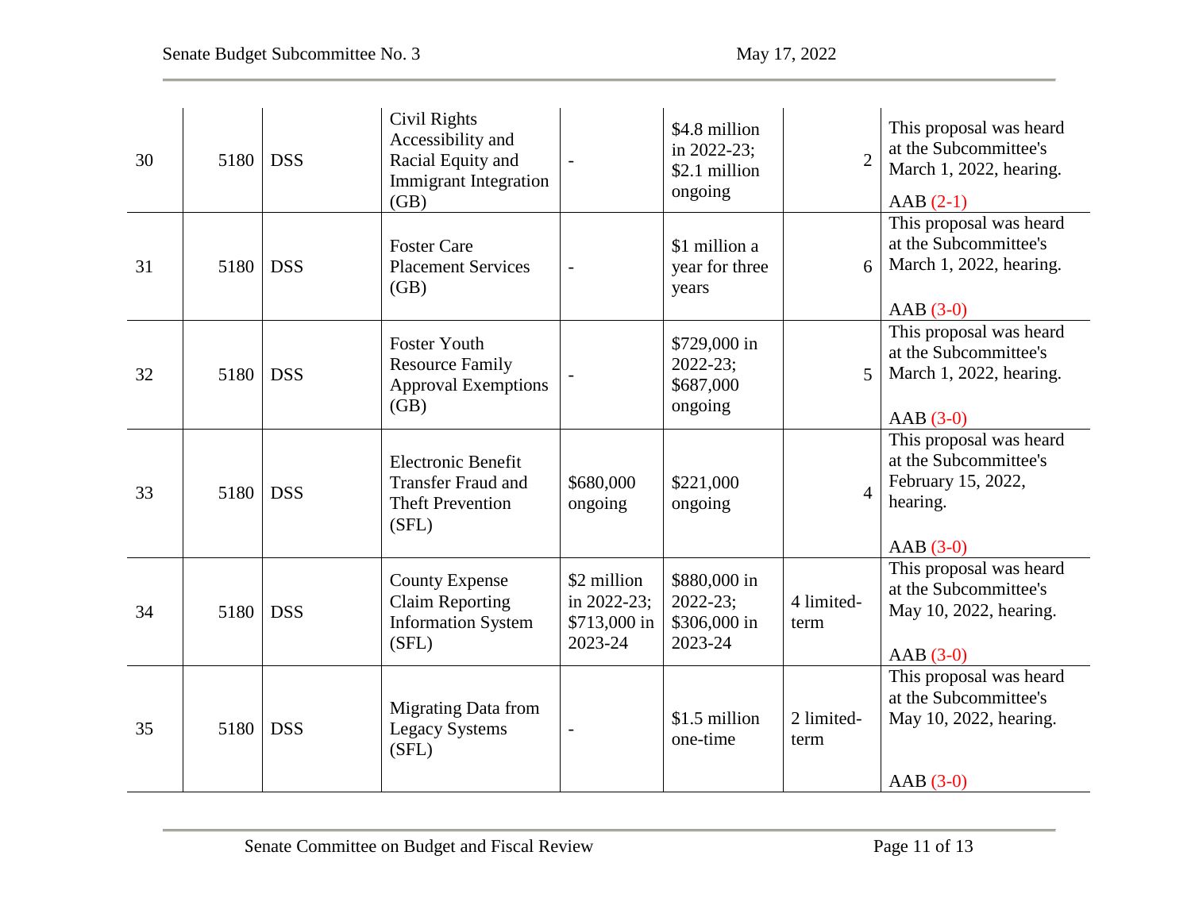| 30 | 5180 | DSS | Civil Rights Accessibility and Racial Equity and Immigrant Integration (GB) | - | $4.8 million in 2022-23; $2.1 million ongoing | 2 | This proposal was heard at the Subcommittee's March 1, 2022, hearing. AAB (2-1) |
|---|---|---|---|---|---|---|---|
| 31 | 5180 | DSS | Foster Care Placement Services (GB) | - | $1 million a year for three years | 6 | This proposal was heard at the Subcommittee's March 1, 2022, hearing. AAB (3-0) |
| 32 | 5180 | DSS | Foster Youth Resource Family Approval Exemptions (GB) | - | $729,000 in 2022-23; $687,000 ongoing | 5 | This proposal was heard at the Subcommittee's March 1, 2022, hearing. AAB (3-0) |
| 33 | 5180 | DSS | Electronic Benefit Transfer Fraud and Theft Prevention (SFL) | $680,000 ongoing | $221,000 ongoing | 4 | This proposal was heard at the Subcommittee's February 15, 2022, hearing. AAB (3-0) |
| 34 | 5180 | DSS | County Expense Claim Reporting Information System (SFL) | $2 million in 2022-23; $713,000 in 2023-24 | $880,000 in 2022-23; $306,000 in 2023-24 | 4 limited-term | This proposal was heard at the Subcommittee's May 10, 2022, hearing. AAB (3-0) |
| 35 | 5180 | DSS | Migrating Data from Legacy Systems (SFL) | - | $1.5 million one-time | 2 limited-term | This proposal was heard at the Subcommittee's May 10, 2022, hearing. AAB (3-0) |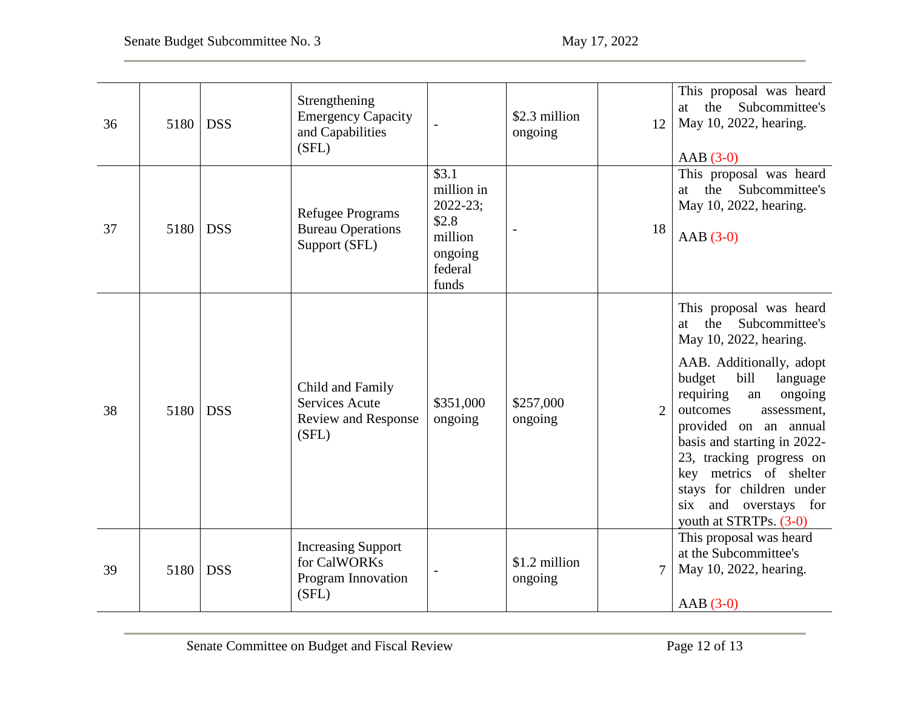| | | | | | | | |
|---|---|---|---|---|---|---|---|
| 36 | 5180 | DSS | Strengthening Emergency Capacity and Capabilities (SFL) | - | $2.3 million ongoing | 12 | This proposal was heard at the Subcommittee's May 10, 2022, hearing.<br><br>AAB (3-0) |
| 37 | 5180 | DSS | Refugee Programs Bureau Operations Support (SFL) | $3.1 million in 2022-23; $2.8 million ongoing federal funds | - | 18 | This proposal was heard at the Subcommittee's May 10, 2022, hearing.<br><br>AAB (3-0) |
| 38 | 5180 | DSS | Child and Family Services Acute Review and Response (SFL) | $351,000 ongoing | $257,000 ongoing | 2 | This proposal was heard at the Subcommittee's May 10, 2022, hearing.<br><br>AAB. Additionally, adopt budget bill language requiring an ongoing outcomes assessment, provided on an annual basis and starting in 2022-23, tracking progress on key metrics of shelter stays for children under six and overstays for youth at STRTPs. (3-0) |
| 39 | 5180 | DSS | Increasing Support for CalWORKs Program Innovation (SFL) | - | $1.2 million ongoing | 7 | This proposal was heard at the Subcommittee's May 10, 2022, hearing.<br><br>AAB (3-0) |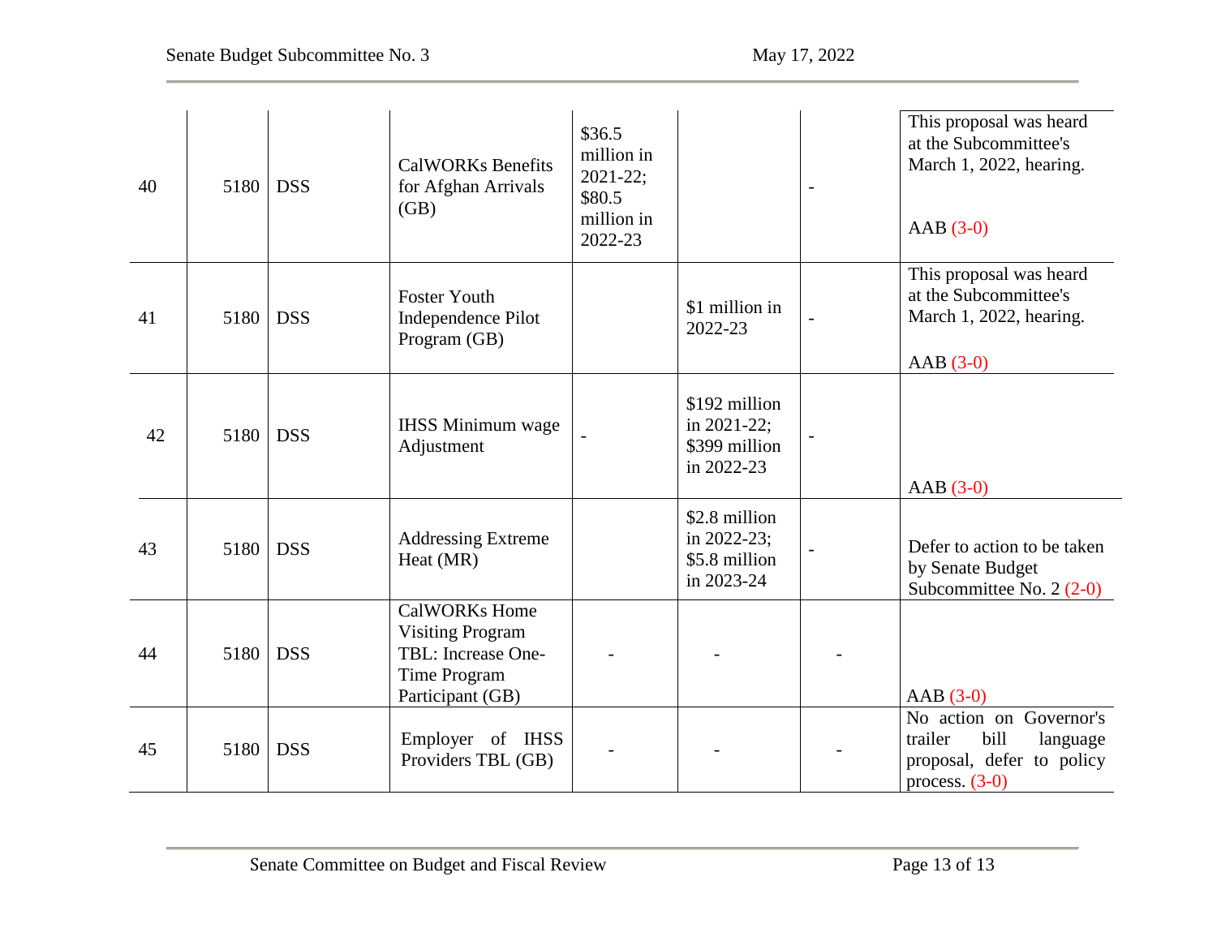| | | | | | | | |
|---|---|---|---|---|---|---|---|
| 40 | 5180 | DSS | CalWORKs Benefits for Afghan Arrivals (GB) | $36.5 million in 2021-22; $80.5 million in 2022-23 | | - | This proposal was heard at the Subcommittee's March 1, 2022, hearing. AAB (3-0) |
| 41 | 5180 | DSS | Foster Youth Independence Pilot Program (GB) | | $1 million in 2022-23 | - | This proposal was heard at the Subcommittee's March 1, 2022, hearing. AAB (3-0) |
| 42 | 5180 | DSS | IHSS Minimum wage Adjustment | - | $192 million in 2021-22; $399 million in 2022-23 | - | AAB (3-0) |
| 43 | 5180 | DSS | Addressing Extreme Heat (MR) | | $2.8 million in 2022-23; $5.8 million in 2023-24 | - | Defer to action to be taken by Senate Budget Subcommittee No. 2 (2-0) |
| 44 | 5180 | DSS | CalWORKs Home Visiting Program TBL: Increase One-Time Program Participant (GB) | - | - | - | AAB (3-0) |
| 45 | 5180 | DSS | Employer of IHSS Providers TBL (GB) | - | - | - | No action on Governor's trailer bill language proposal, defer to policy process. (3-0) |